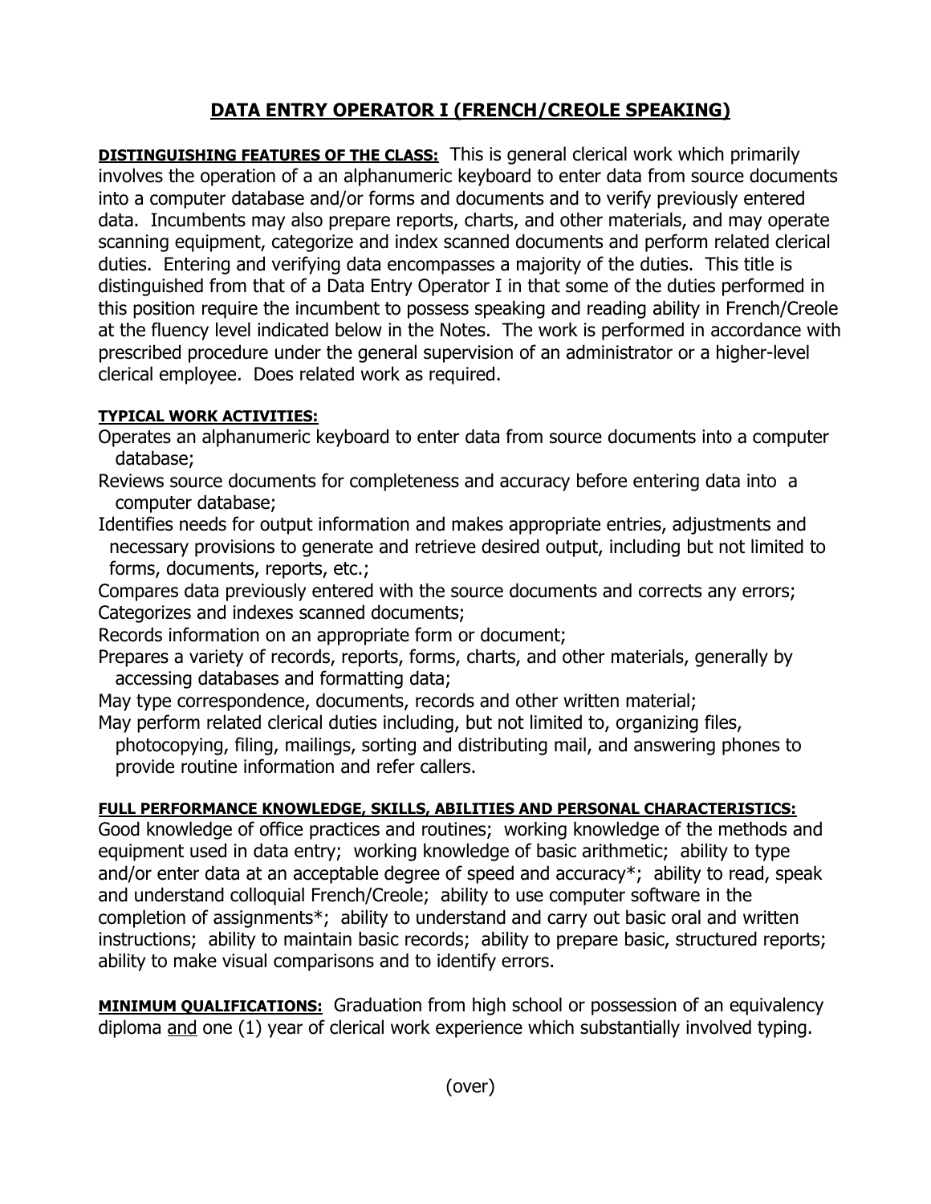# DATA ENTRY OPERATOR I (FRENCH/CREOLE SPEAKING)

**DISTINGUISHING FEATURES OF THE CLASS:** This is general clerical work which primarily involves the operation of a an alphanumeric keyboard to enter data from source documents into a computer database and/or forms and documents and to verify previously entered data. Incumbents may also prepare reports, charts, and other materials, and may operate scanning equipment, categorize and index scanned documents and perform related clerical duties. Entering and verifying data encompasses a majority of the duties. This title is distinguished from that of a Data Entry Operator I in that some of the duties performed in this position require the incumbent to possess speaking and reading ability in French/Creole at the fluency level indicated below in the Notes. The work is performed in accordance with prescribed procedure under the general supervision of an administrator or a higher-level clerical employee. Does related work as required.

**TYPICAL WORK ACTIVITIES:**

Operates an alphanumeric keyboard to enter data from source documents into a computer database;

Reviews source documents for completeness and accuracy before entering data into a computer database;

Identifies needs for output information and makes appropriate entries, adjustments and necessary provisions to generate and retrieve desired output, including but not limited to forms, documents, reports, etc.;

Compares data previously entered with the source documents and corrects any errors;

Categorizes and indexes scanned documents;

Records information on an appropriate form or document;

Prepares a variety of records, reports, forms, charts, and other materials, generally by accessing databases and formatting data;

May type correspondence, documents, records and other written material;

May perform related clerical duties including, but not limited to, organizing files, photocopying, filing, mailings, sorting and distributing mail, and answering phones to provide routine information and refer callers.

**FULL PERFORMANCE KNOWLEDGE, SKILLS, ABILITIES AND PERSONAL CHARACTERISTICS:**
Good knowledge of office practices and routines; working knowledge of the methods and equipment used in data entry; working knowledge of basic arithmetic; ability to type and/or enter data at an acceptable degree of speed and accuracy*; ability to read, speak and understand colloquial French/Creole; ability to use computer software in the completion of assignments*; ability to understand and carry out basic oral and written instructions; ability to maintain basic records; ability to prepare basic, structured reports; ability to make visual comparisons and to identify errors.

**MINIMUM QUALIFICATIONS:** Graduation from high school or possession of an equivalency diploma <u>and</u> one (1) year of clerical work experience which substantially involved typing.

(over)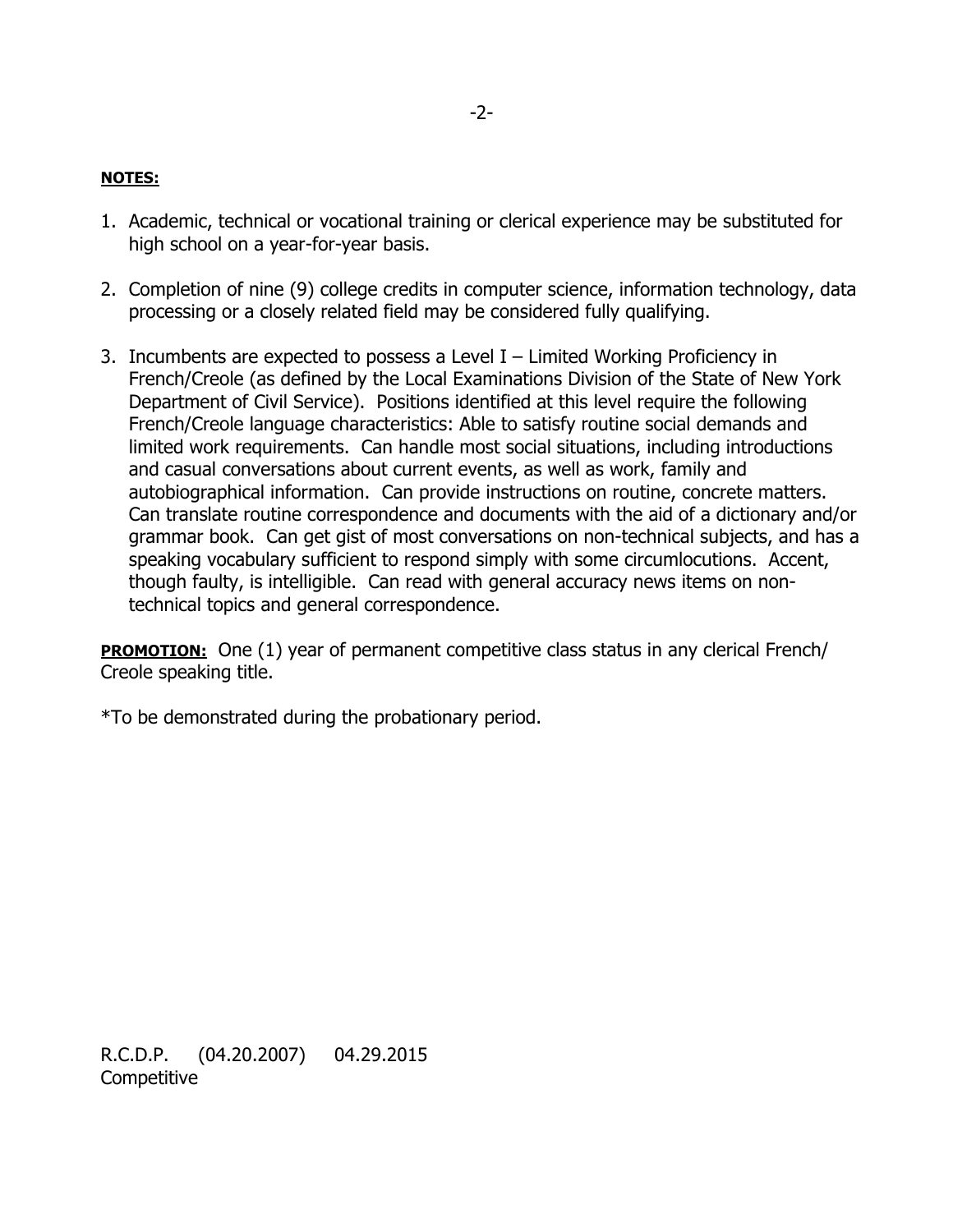**NOTES:**

1. Academic, technical or vocational training or clerical experience may be substituted for high school on a year-for-year basis.

2. Completion of nine (9) college credits in computer science, information technology, data processing or a closely related field may be considered fully qualifying.

3. Incumbents are expected to possess a Level I – Limited Working Proficiency in French/Creole (as defined by the Local Examinations Division of the State of New York Department of Civil Service). Positions identified at this level require the following French/Creole language characteristics: Able to satisfy routine social demands and limited work requirements. Can handle most social situations, including introductions and casual conversations about current events, as well as work, family and autobiographical information. Can provide instructions on routine, concrete matters. Can translate routine correspondence and documents with the aid of a dictionary and/or grammar book. Can get gist of most conversations on non-technical subjects, and has a speaking vocabulary sufficient to respond simply with some circumlocutions. Accent, though faulty, is intelligible. Can read with general accuracy news items on non-technical topics and general correspondence.

**PROMOTION:** One (1) year of permanent competitive class status in any clerical French/ Creole speaking title.

*To be demonstrated during the probationary period.

R.C.D.P. (04.20.2007) 04.29.2015
Competitive